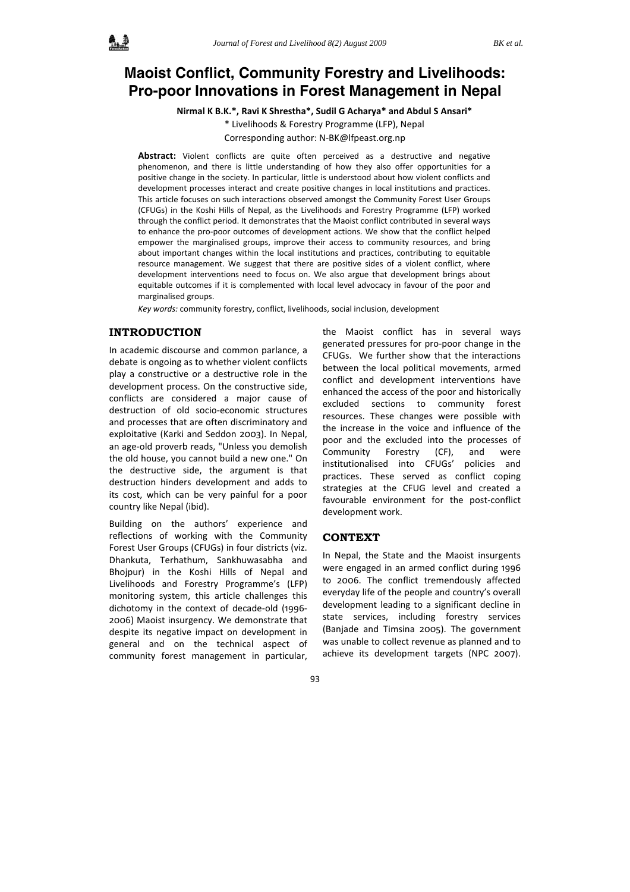# Maoist Conflict, Community Forestry and Livelihoods: Pro-poor Innovations in Forest Management in Nepal

**Nirmal K B.K.\*, Ravi K Shrestha\*, Sudil G Acharya\* and Abdul S Ansari\***

\* Livelihoods & Forestry Programme (LFP), Nepal

Corresponding author: N-BK@lfpeast.org.np

**Abstract:** Violent conflicts are quite often perceived as a destructive and negative phenomenon, and there is little understanding of how they also offer opportunities for a positive change in the society. In particular, little is understood about how violent conflicts and development processes interact and create positive changes in local institutions and practices. This article focuses on such interactions observed amongst the Community Forest User Groups (CFUGs) in the Koshi Hills of Nepal, as the Livelihoods and Forestry Programme (LFP) worked through the conflict period. It demonstrates that the Maoist conflict contributed in several ways to enhance the pro-poor outcomes of development actions. We show that the conflict helped empower the marginalised groups, improve their access to community resources, and bring about important changes within the local institutions and practices, contributing to equitable resource management. We suggest that there are positive sides of a violent conflict, where development interventions need to focus on. We also argue that development brings about equitable outcomes if it is complemented with local level advocacy in favour of the poor and marginalised groups.

*Key words:* community forestry, conflict, livelihoods, social inclusion, development

## INTRODUCTION

In academic discourse and common parlance, a debate is ongoing as to whether violent conflicts play a constructive or a destructive role in the development process. On the constructive side, conflicts are considered a major cause of destruction of old socio-economic structures and processes that are often discriminatory and exploitative (Karki and Seddon 2003). In Nepal, an age-old proverb reads, "Unless you demolish the old house, you cannot build a new one." On the destructive side, the argument is that destruction hinders development and adds to its cost, which can be very painful for a poor country like Nepal (ibid).

Building on the authors' experience and reflections of working with the Community Forest User Groups (CFUGs) in four districts (viz. Dhankuta, Terhathum, Sankhuwasabha and Bhojpur) in the Koshi Hills of Nepal and Livelihoods and Forestry Programme's (LFP) monitoring system, this article challenges this dichotomy in the context of decade-old (1996-2006) Maoist insurgency. We demonstrate that despite its negative impact on development in general and on the technical aspect of community forest management in particular, the Maoist conflict has in several ways generated pressures for pro-poor change in the CFUGs. We further show that the interactions between the local political movements, armed conflict and development interventions have enhanced the access of the poor and historically excluded sections to community forest resources. These changes were possible with the increase in the voice and influence of the poor and the excluded into the processes of Community Forestry (CF), and were institutionalised into CFUGs' policies and practices. These served as conflict coping strategies at the CFUG level and created a favourable environment for the post-conflict development work.

## CONTEXT

In Nepal, the State and the Maoist insurgents were engaged in an armed conflict during 1996 to 2006. The conflict tremendously affected everyday life of the people and country's overall development leading to a significant decline in state services, including forestry services (Banjade and Timsina 2005). The government was unable to collect revenue as planned and to achieve its development targets (NPC 2007).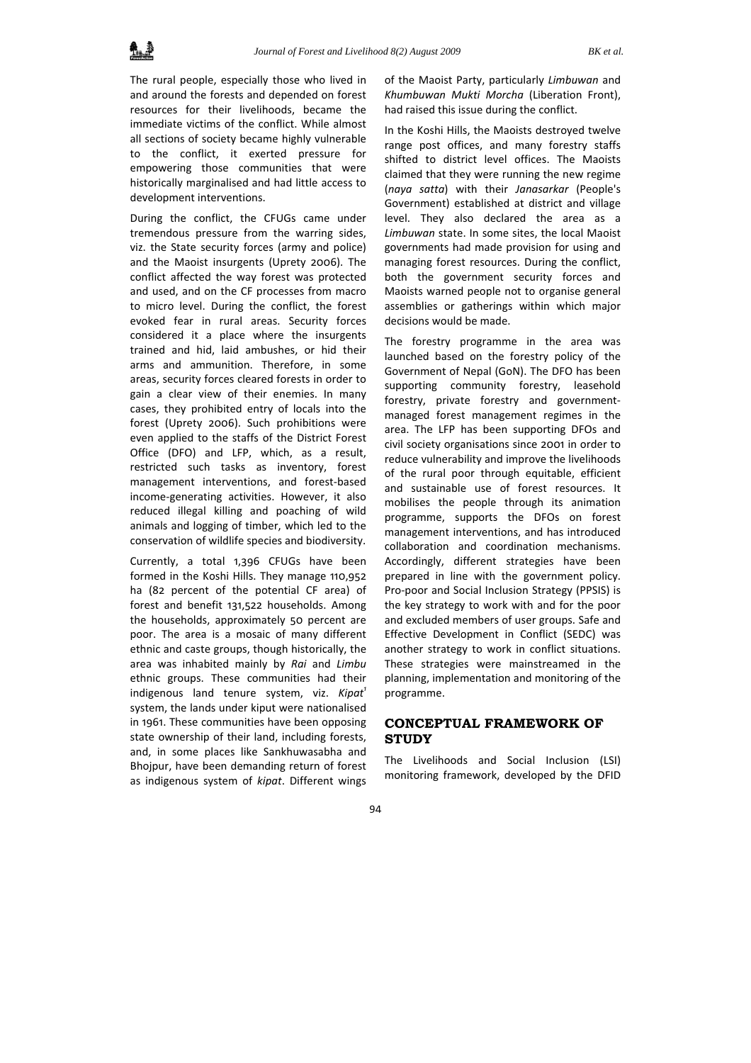The rural people, especially those who lived in and around the forests and depended on forest resources for their livelihoods, became the immediate victims of the conflict. While almost all sections of society became highly vulnerable to the conflict, it exerted pressure for empowering those communities that were historically marginalised and had little access to development interventions.

During the conflict, the CFUGs came under tremendous pressure from the warring sides, viz. the State security forces (army and police) and the Maoist insurgents (Uprety 2006). The conflict affected the way forest was protected and used, and on the CF processes from macro to micro level. During the conflict, the forest evoked fear in rural areas. Security forces considered it a place where the insurgents trained and hid, laid ambushes, or hid their arms and ammunition. Therefore, in some areas, security forces cleared forests in order to gain a clear view of their enemies. In many cases, they prohibited entry of locals into the forest (Uprety 2006). Such prohibitions were even applied to the staffs of the District Forest Office (DFO) and LFP, which, as a result, restricted such tasks as inventory, forest management interventions, and forest-based income-generating activities. However, it also reduced illegal killing and poaching of wild animals and logging of timber, which led to the conservation of wildlife species and biodiversity.

Currently, a total 1,396 CFUGs have been formed in the Koshi Hills. They manage 110,952 ha (82 percent of the potential CF area) of forest and benefit 131,522 households. Among the households, approximately 50 percent are poor. The area is a mosaic of many different ethnic and caste groups, though historically, the area was inhabited mainly by *Rai* and *Limbu* ethnic groups. These communities had their indigenous land tenure system, viz. *Kipat*[1] system, the lands under kiput were nationalised in 1961. These communities have been opposing state ownership of their land, including forests, and, in some places like Sankhuwasabha and Bhojpur, have been demanding return of forest as indigenous system of *kipat*. Different wings of the Maoist Party, particularly *Limbuwan* and *Khumbuwan Mukti Morcha* (Liberation Front), had raised this issue during the conflict.

In the Koshi Hills, the Maoists destroyed twelve range post offices, and many forestry staffs shifted to district level offices. The Maoists claimed that they were running the new regime (*naya satta*) with their *Janasarkar* (People's Government) established at district and village level. They also declared the area as a *Limbuwan* state. In some sites, the local Maoist governments had made provision for using and managing forest resources. During the conflict, both the government security forces and Maoists warned people not to organise general assemblies or gatherings within which major decisions would be made.

The forestry programme in the area was launched based on the forestry policy of the Government of Nepal (GoN). The DFO has been supporting community forestry, leasehold forestry, private forestry and government-managed forest management regimes in the area. The LFP has been supporting DFOs and civil society organisations since 2001 in order to reduce vulnerability and improve the livelihoods of the rural poor through equitable, efficient and sustainable use of forest resources. It mobilises the people through its animation programme, supports the DFOs on forest management interventions, and has introduced collaboration and coordination mechanisms. Accordingly, different strategies have been prepared in line with the government policy. Pro-poor and Social Inclusion Strategy (PPSIS) is the key strategy to work with and for the poor and excluded members of user groups. Safe and Effective Development in Conflict (SEDC) was another strategy to work in conflict situations. These strategies were mainstreamed in the planning, implementation and monitoring of the programme.

## CONCEPTUAL FRAMEWORK OF STUDY

The Livelihoods and Social Inclusion (LSI) monitoring framework, developed by the DFID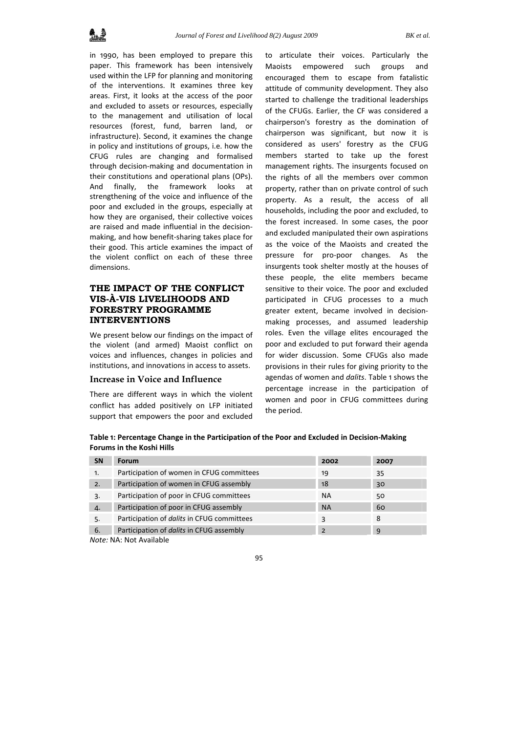in 1990, has been employed to prepare this paper. This framework has been intensively used within the LFP for planning and monitoring of the interventions. It examines three key areas. First, it looks at the access of the poor and excluded to assets or resources, especially to the management and utilisation of local resources (forest, fund, barren land, or infrastructure). Second, it examines the change in policy and institutions of groups, i.e. how the CFUG rules are changing and formalised through decision-making and documentation in their constitutions and operational plans (OPs). And finally, the framework looks at strengthening of the voice and influence of the poor and excluded in the groups, especially at how they are organised, their collective voices are raised and made influential in the decision-making, and how benefit-sharing takes place for their good. This article examines the impact of the violent conflict on each of these three dimensions.

## THE IMPACT OF THE CONFLICT VIS-À-VIS LIVELIHOODS AND FORESTRY PROGRAMME INTERVENTIONS

We present below our findings on the impact of the violent (and armed) Maoist conflict on voices and influences, changes in policies and institutions, and innovations in access to assets.

### Increase in Voice and Influence

There are different ways in which the violent conflict has added positively on LFP initiated support that empowers the poor and excluded to articulate their voices. Particularly the Maoists empowered such groups and encouraged them to escape from fatalistic attitude of community development. They also started to challenge the traditional leaderships of the CFUGs. Earlier, the CF was considered a chairperson's forestry as the domination of chairperson was significant, but now it is considered as users' forestry as the CFUG members started to take up the forest management rights. The insurgents focused on the rights of all the members over common property, rather than on private control of such property. As a result, the access of all households, including the poor and excluded, to the forest increased. In some cases, the poor and excluded manipulated their own aspirations as the voice of the Maoists and created the pressure for pro-poor changes. As the insurgents took shelter mostly at the houses of these people, the elite members became sensitive to their voice. The poor and excluded participated in CFUG processes to a much greater extent, became involved in decision-making processes, and assumed leadership roles. Even the village elites encouraged the poor and excluded to put forward their agenda for wider discussion. Some CFUGs also made provisions in their rules for giving priority to the agendas of women and *dalits*. Table 1 shows the percentage increase in the participation of women and poor in CFUG committees during the period.

**Table 1: Percentage Change in the Participation of the Poor and Excluded in Decision-Making Forums in the Koshi Hills**

| SN | Forum | 2002 | 2007 |
|---|---|---|---|
| 1. | Participation of women in CFUG committees | 19 | 35 |
| 2. | Participation of women in CFUG assembly | 18 | 30 |
| 3. | Participation of poor in CFUG committees | NA | 50 |
| 4. | Participation of poor in CFUG assembly | NA | 60 |
| 5. | Participation of *dalits* in CFUG committees | 3 | 8 |
| 6. | Participation of *dalits* in CFUG assembly | 2 | 9 |

*Note:* NA: Not Available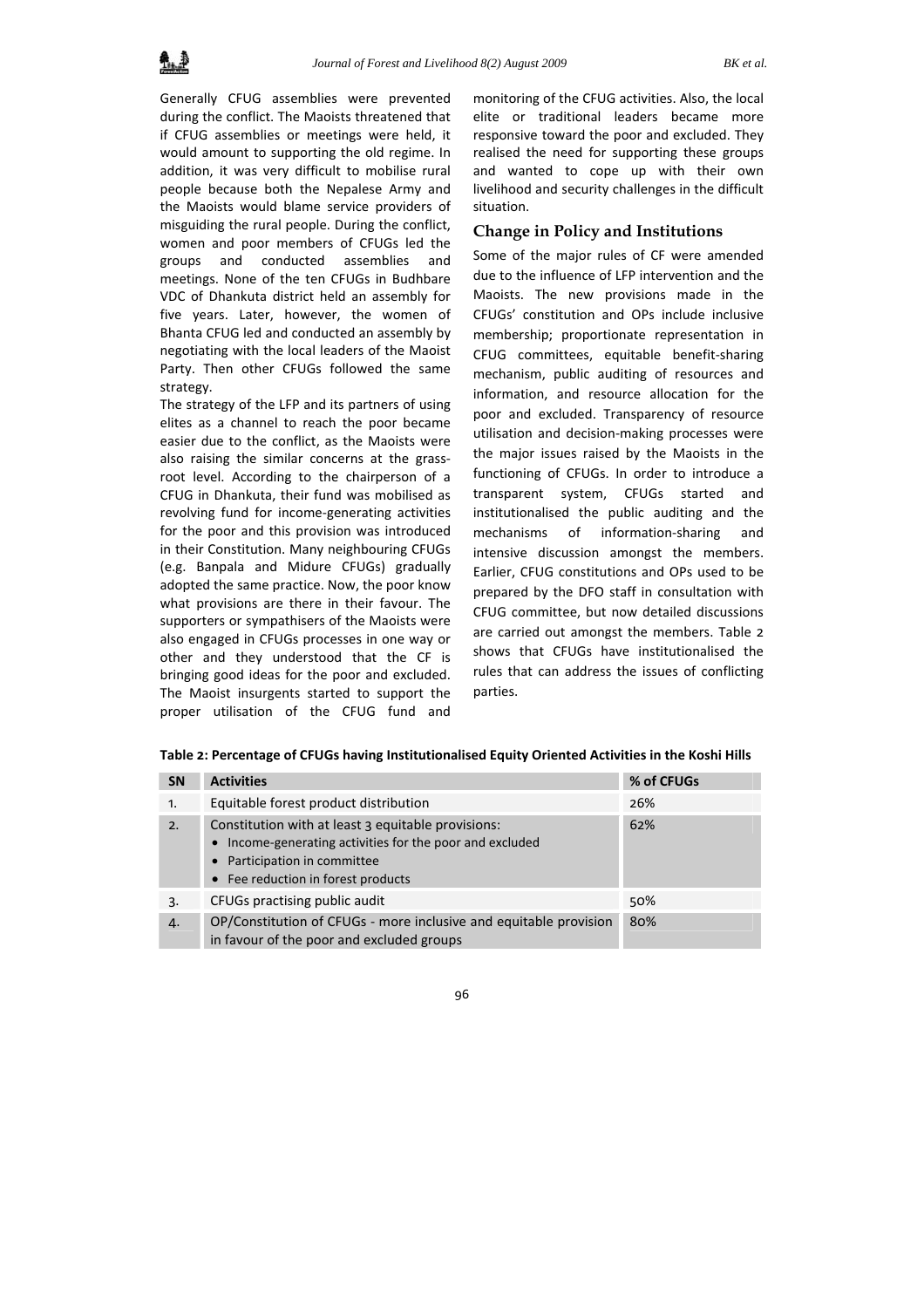Generally CFUG assemblies were prevented during the conflict. The Maoists threatened that if CFUG assemblies or meetings were held, it would amount to supporting the old regime. In addition, it was very difficult to mobilise rural people because both the Nepalese Army and the Maoists would blame service providers of misguiding the rural people. During the conflict, women and poor members of CFUGs led the groups and conducted assemblies and meetings. None of the ten CFUGs in Budhbare VDC of Dhankuta district held an assembly for five years. Later, however, the women of Bhanta CFUG led and conducted an assembly by negotiating with the local leaders of the Maoist Party. Then other CFUGs followed the same strategy.

The strategy of the LFP and its partners of using elites as a channel to reach the poor became easier due to the conflict, as the Maoists were also raising the similar concerns at the grass-root level. According to the chairperson of a CFUG in Dhankuta, their fund was mobilised as revolving fund for income-generating activities for the poor and this provision was introduced in their Constitution. Many neighbouring CFUGs (e.g. Banpala and Midure CFUGs) gradually adopted the same practice. Now, the poor know what provisions are there in their favour. The supporters or sympathisers of the Maoists were also engaged in CFUGs processes in one way or other and they understood that the CF is bringing good ideas for the poor and excluded. The Maoist insurgents started to support the proper utilisation of the CFUG fund and monitoring of the CFUG activities. Also, the local elite or traditional leaders became more responsive toward the poor and excluded. They realised the need for supporting these groups and wanted to cope up with their own livelihood and security challenges in the difficult situation.

## Change in Policy and Institutions

Some of the major rules of CF were amended due to the influence of LFP intervention and the Maoists. The new provisions made in the CFUGs' constitution and OPs include inclusive membership; proportionate representation in CFUG committees, equitable benefit-sharing mechanism, public auditing of resources and information, and resource allocation for the poor and excluded. Transparency of resource utilisation and decision-making processes were the major issues raised by the Maoists in the functioning of CFUGs. In order to introduce a transparent system, CFUGs started and institutionalised the public auditing and the mechanisms of information-sharing and intensive discussion amongst the members. Earlier, CFUG constitutions and OPs used to be prepared by the DFO staff in consultation with CFUG committee, but now detailed discussions are carried out amongst the members. Table 2 shows that CFUGs have institutionalised the rules that can address the issues of conflicting parties.

**Table 2: Percentage of CFUGs having Institutionalised Equity Oriented Activities in the Koshi Hills**

| SN | Activities | % of CFUGs |
|---|---|---|
| 1. | Equitable forest product distribution | 26% |
| 2. | Constitution with at least 3 equitable provisions:<br>• Income-generating activities for the poor and excluded<br>• Participation in committee<br>• Fee reduction in forest products | 62% |
| 3. | CFUGs practising public audit | 50% |
| 4. | OP/Constitution of CFUGs - more inclusive and equitable provision in favour of the poor and excluded groups | 80% |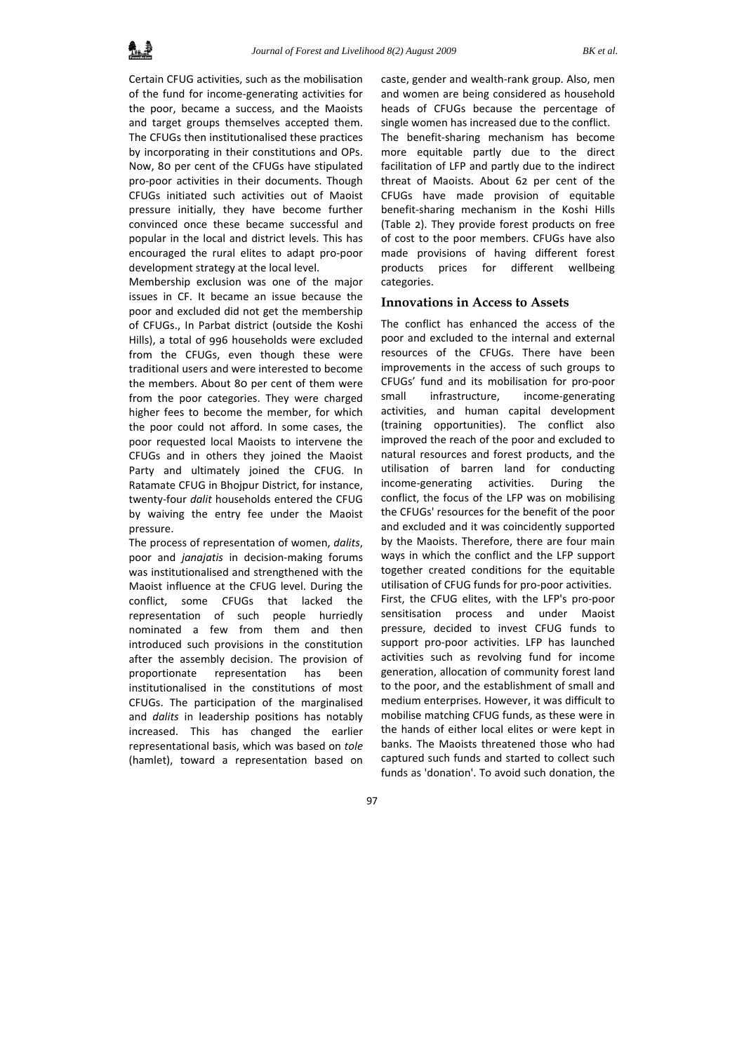Certain CFUG activities, such as the mobilisation of the fund for income-generating activities for the poor, became a success, and the Maoists and target groups themselves accepted them. The CFUGs then institutionalised these practices by incorporating in their constitutions and OPs. Now, 80 per cent of the CFUGs have stipulated pro-poor activities in their documents. Though CFUGs initiated such activities out of Maoist pressure initially, they have become further convinced once these became successful and popular in the local and district levels. This has encouraged the rural elites to adapt pro-poor development strategy at the local level.

Membership exclusion was one of the major issues in CF. It became an issue because the poor and excluded did not get the membership of CFUGs., In Parbat district (outside the Koshi Hills), a total of 996 households were excluded from the CFUGs, even though these were traditional users and were interested to become the members. About 80 per cent of them were from the poor categories. They were charged higher fees to become the member, for which the poor could not afford. In some cases, the poor requested local Maoists to intervene the CFUGs and in others they joined the Maoist Party and ultimately joined the CFUG. In Ratamate CFUG in Bhojpur District, for instance, twenty-four *dalit* households entered the CFUG by waiving the entry fee under the Maoist pressure.

The process of representation of women, *dalits*, poor and *janajatis* in decision-making forums was institutionalised and strengthened with the Maoist influence at the CFUG level. During the conflict, some CFUGs that lacked the representation of such people hurriedly nominated a few from them and then introduced such provisions in the constitution after the assembly decision. The provision of proportionate representation has been institutionalised in the constitutions of most CFUGs. The participation of the marginalised and *dalits* in leadership positions has notably increased. This has changed the earlier representational basis, which was based on *tole* (hamlet), toward a representation based on caste, gender and wealth-rank group. Also, men and women are being considered as household heads of CFUGs because the percentage of single women has increased due to the conflict.

The benefit-sharing mechanism has become more equitable partly due to the direct facilitation of LFP and partly due to the indirect threat of Maoists. About 62 per cent of the CFUGs have made provision of equitable benefit-sharing mechanism in the Koshi Hills (Table 2). They provide forest products on free of cost to the poor members. CFUGs have also made provisions of having different forest products prices for different wellbeing categories.

## Innovations in Access to Assets

The conflict has enhanced the access of the poor and excluded to the internal and external resources of the CFUGs. There have been improvements in the access of such groups to CFUGs' fund and its mobilisation for pro-poor small infrastructure, income-generating activities, and human capital development (training opportunities). The conflict also improved the reach of the poor and excluded to natural resources and forest products, and the utilisation of barren land for conducting income-generating activities. During the conflict, the focus of the LFP was on mobilising the CFUGs' resources for the benefit of the poor and excluded and it was coincidently supported by the Maoists. Therefore, there are four main ways in which the conflict and the LFP support together created conditions for the equitable utilisation of CFUG funds for pro-poor activities.

First, the CFUG elites, with the LFP's pro-poor sensitisation process and under Maoist pressure, decided to invest CFUG funds to support pro-poor activities. LFP has launched activities such as revolving fund for income generation, allocation of community forest land to the poor, and the establishment of small and medium enterprises. However, it was difficult to mobilise matching CFUG funds, as these were in the hands of either local elites or were kept in banks. The Maoists threatened those who had captured such funds and started to collect such funds as 'donation'. To avoid such donation, the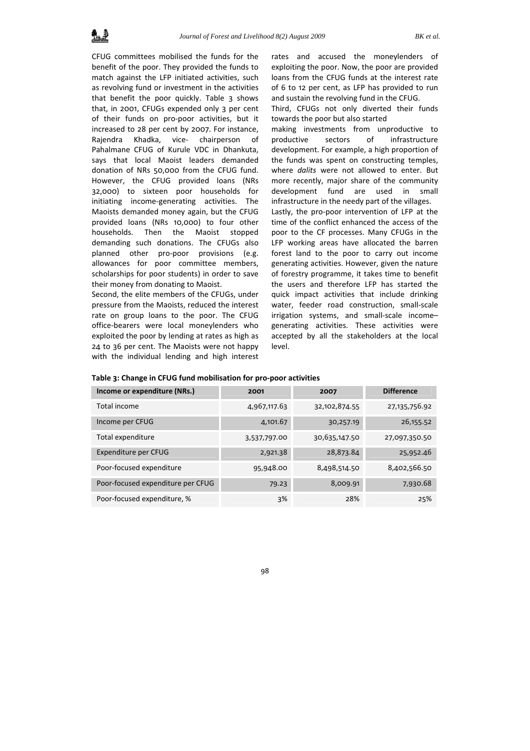CFUG committees mobilised the funds for the benefit of the poor. They provided the funds to match against the LFP initiated activities, such as revolving fund or investment in the activities that benefit the poor quickly. Table 3 shows that, in 2001, CFUGs expended only 3 per cent of their funds on pro-poor activities, but it increased to 28 per cent by 2007. For instance, Rajendra Khadka, vice- chairperson of Pahalmane CFUG of Kurule VDC in Dhankuta, says that local Maoist leaders demanded donation of NRs 50,000 from the CFUG fund. However, the CFUG provided loans (NRs 32,000) to sixteen poor households for initiating income-generating activities. The Maoists demanded money again, but the CFUG provided loans (NRs 10,000) to four other households. Then the Maoist stopped demanding such donations. The CFUGs also planned other pro-poor provisions (e.g. allowances for poor committee members, scholarships for poor students) in order to save their money from donating to Maoist.

Second, the elite members of the CFUGs, under pressure from the Maoists, reduced the interest rate on group loans to the poor. The CFUG office-bearers were local moneylenders who exploited the poor by lending at rates as high as 24 to 36 per cent. The Maoists were not happy with the individual lending and high interest rates and accused the moneylenders of exploiting the poor. Now, the poor are provided loans from the CFUG funds at the interest rate of 6 to 12 per cent, as LFP has provided to run and sustain the revolving fund in the CFUG.

Third, CFUGs not only diverted their funds towards the poor but also started making investments from unproductive to productive sectors of infrastructure development. For example, a high proportion of the funds was spent on constructing temples, where *dalits* were not allowed to enter. But more recently, major share of the community development fund are used in small infrastructure in the needy part of the villages.

Lastly, the pro-poor intervention of LFP at the time of the conflict enhanced the access of the poor to the CF processes. Many CFUGs in the LFP working areas have allocated the barren forest land to the poor to carry out income generating activities. However, given the nature of forestry programme, it takes time to benefit the users and therefore LFP has started the quick impact activities that include drinking water, feeder road construction, small-scale irrigation systems, and small-scale income–generating activities. These activities were accepted by all the stakeholders at the local level.

**Table 3: Change in CFUG fund mobilisation for pro-poor activities**

| Income or expenditure (NRs.) | 2001 | 2007 | Difference |
|---|---|---|---|
| Total income | 4,967,117.63 | 32,102,874.55 | 27,135,756.92 |
| Income per CFUG | 4,101.67 | 30,257.19 | 26,155.52 |
| Total expenditure | 3,537,797.00 | 30,635,147.50 | 27,097,350.50 |
| Expenditure per CFUG | 2,921.38 | 28,873.84 | 25,952.46 |
| Poor-focused expenditure | 95,948.00 | 8,498,514.50 | 8,402,566.50 |
| Poor-focused expenditure per CFUG | 79.23 | 8,009.91 | 7,930.68 |
| Poor-focused expenditure, % | 3% | 28% | 25% |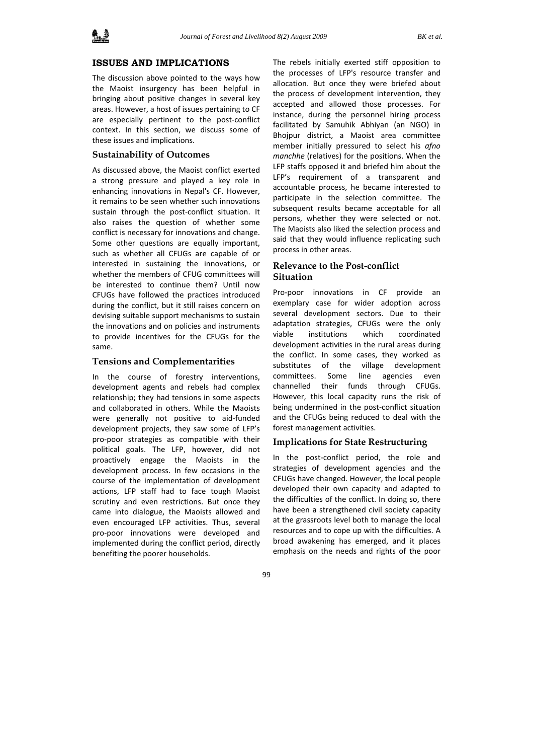## ISSUES AND IMPLICATIONS

The discussion above pointed to the ways how the Maoist insurgency has been helpful in bringing about positive changes in several key areas. However, a host of issues pertaining to CF are especially pertinent to the post-conflict context. In this section, we discuss some of these issues and implications.

### Sustainability of Outcomes

As discussed above, the Maoist conflict exerted a strong pressure and played a key role in enhancing innovations in Nepal's CF. However, it remains to be seen whether such innovations sustain through the post-conflict situation. It also raises the question of whether some conflict is necessary for innovations and change. Some other questions are equally important, such as whether all CFUGs are capable of or interested in sustaining the innovations, or whether the members of CFUG committees will be interested to continue them? Until now CFUGs have followed the practices introduced during the conflict, but it still raises concern on devising suitable support mechanisms to sustain the innovations and on policies and instruments to provide incentives for the CFUGs for the same.

### Tensions and Complementarities

In the course of forestry interventions, development agents and rebels had complex relationship; they had tensions in some aspects and collaborated in others. While the Maoists were generally not positive to aid-funded development projects, they saw some of LFP's pro-poor strategies as compatible with their political goals. The LFP, however, did not proactively engage the Maoists in the development process. In few occasions in the course of the implementation of development actions, LFP staff had to face tough Maoist scrutiny and even restrictions. But once they came into dialogue, the Maoists allowed and even encouraged LFP activities. Thus, several pro-poor innovations were developed and implemented during the conflict period, directly benefiting the poorer households.

The rebels initially exerted stiff opposition to the processes of LFP's resource transfer and allocation. But once they were briefed about the process of development intervention, they accepted and allowed those processes. For instance, during the personnel hiring process facilitated by Samuhik Abhiyan (an NGO) in Bhojpur district, a Maoist area committee member initially pressured to select his *afno manchhe* (relatives) for the positions. When the LFP staffs opposed it and briefed him about the LFP's requirement of a transparent and accountable process, he became interested to participate in the selection committee. The subsequent results became acceptable for all persons, whether they were selected or not. The Maoists also liked the selection process and said that they would influence replicating such process in other areas.

### Relevance to the Post-conflict Situation

Pro-poor innovations in CF provide an exemplary case for wider adoption across several development sectors. Due to their adaptation strategies, CFUGs were the only viable institutions which coordinated development activities in the rural areas during the conflict. In some cases, they worked as substitutes of the village development committees. Some line agencies even channelled their funds through CFUGs. However, this local capacity runs the risk of being undermined in the post-conflict situation and the CFUGs being reduced to deal with the forest management activities.

### Implications for State Restructuring

In the post-conflict period, the role and strategies of development agencies and the CFUGs have changed. However, the local people developed their own capacity and adapted to the difficulties of the conflict. In doing so, there have been a strengthened civil society capacity at the grassroots level both to manage the local resources and to cope up with the difficulties. A broad awakening has emerged, and it places emphasis on the needs and rights of the poor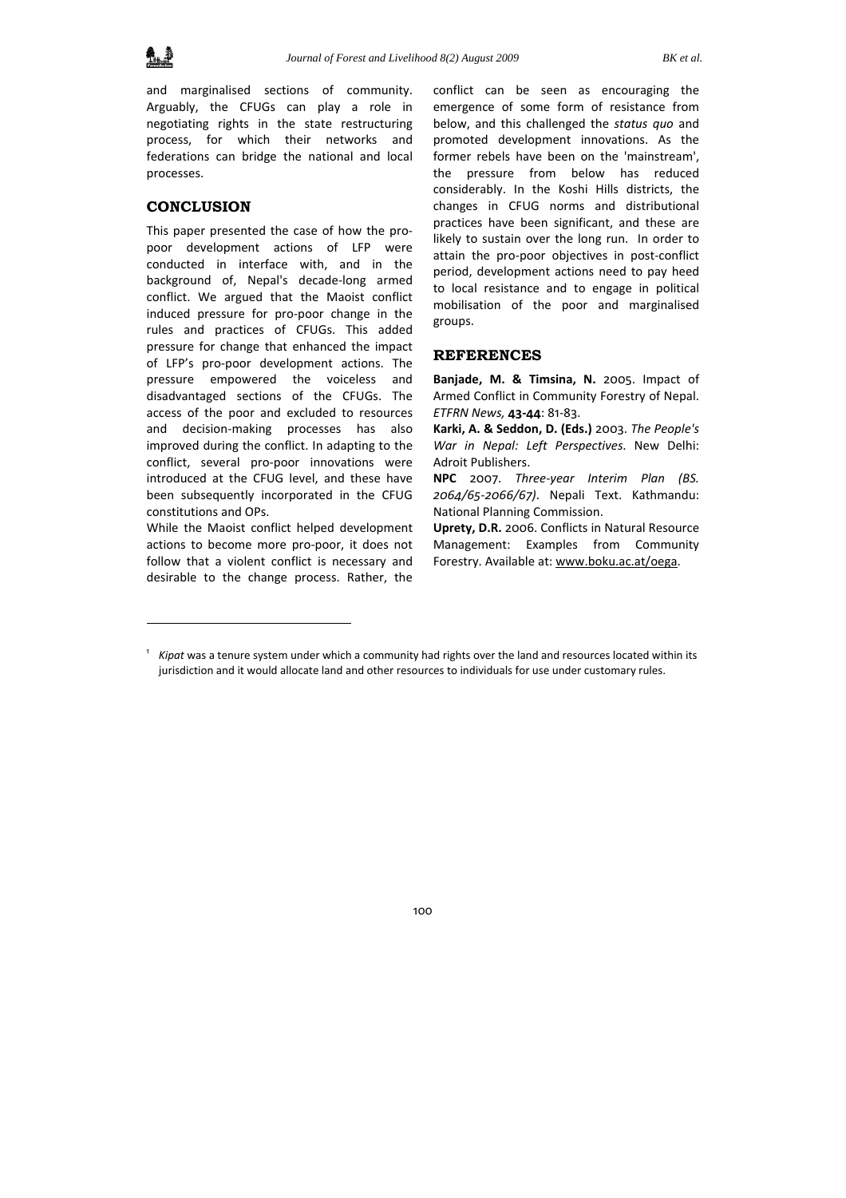and marginalised sections of community. Arguably, the CFUGs can play a role in negotiating rights in the state restructuring process, for which their networks and federations can bridge the national and local processes.

## CONCLUSION

This paper presented the case of how the pro-poor development actions of LFP were conducted in interface with, and in the background of, Nepal's decade-long armed conflict. We argued that the Maoist conflict induced pressure for pro-poor change in the rules and practices of CFUGs. This added pressure for change that enhanced the impact of LFP's pro-poor development actions. The pressure empowered the voiceless and disadvantaged sections of the CFUGs. The access of the poor and excluded to resources and decision-making processes has also improved during the conflict. In adapting to the conflict, several pro-poor innovations were introduced at the CFUG level, and these have been subsequently incorporated in the CFUG constitutions and OPs.

While the Maoist conflict helped development actions to become more pro-poor, it does not follow that a violent conflict is necessary and desirable to the change process. Rather, the conflict can be seen as encouraging the emergence of some form of resistance from below, and this challenged the *status quo* and promoted development innovations. As the former rebels have been on the 'mainstream', the pressure from below has reduced considerably. In the Koshi Hills districts, the changes in CFUG norms and distributional practices have been significant, and these are likely to sustain over the long run. In order to attain the pro-poor objectives in post-conflict period, development actions need to pay heed to local resistance and to engage in political mobilisation of the poor and marginalised groups.

## REFERENCES

**Banjade, M. & Timsina, N.** 2005. Impact of Armed Conflict in Community Forestry of Nepal. *ETFRN News,* **43-44**: 81-83.

**Karki, A. & Seddon, D. (Eds.)** 2003. *The People's War in Nepal: Left Perspectives*. New Delhi: Adroit Publishers.

**NPC** 2007. *Three-year Interim Plan (BS. 2064/65-2066/67)*. Nepali Text. Kathmandu: National Planning Commission.

**Uprety, D.R.** 2006. Conflicts in Natural Resource Management: Examples from Community Forestry. Available at: www.boku.ac.at/oega.

---

[1] *Kipat* was a tenure system under which a community had rights over the land and resources located within its jurisdiction and it would allocate land and other resources to individuals for use under customary rules.